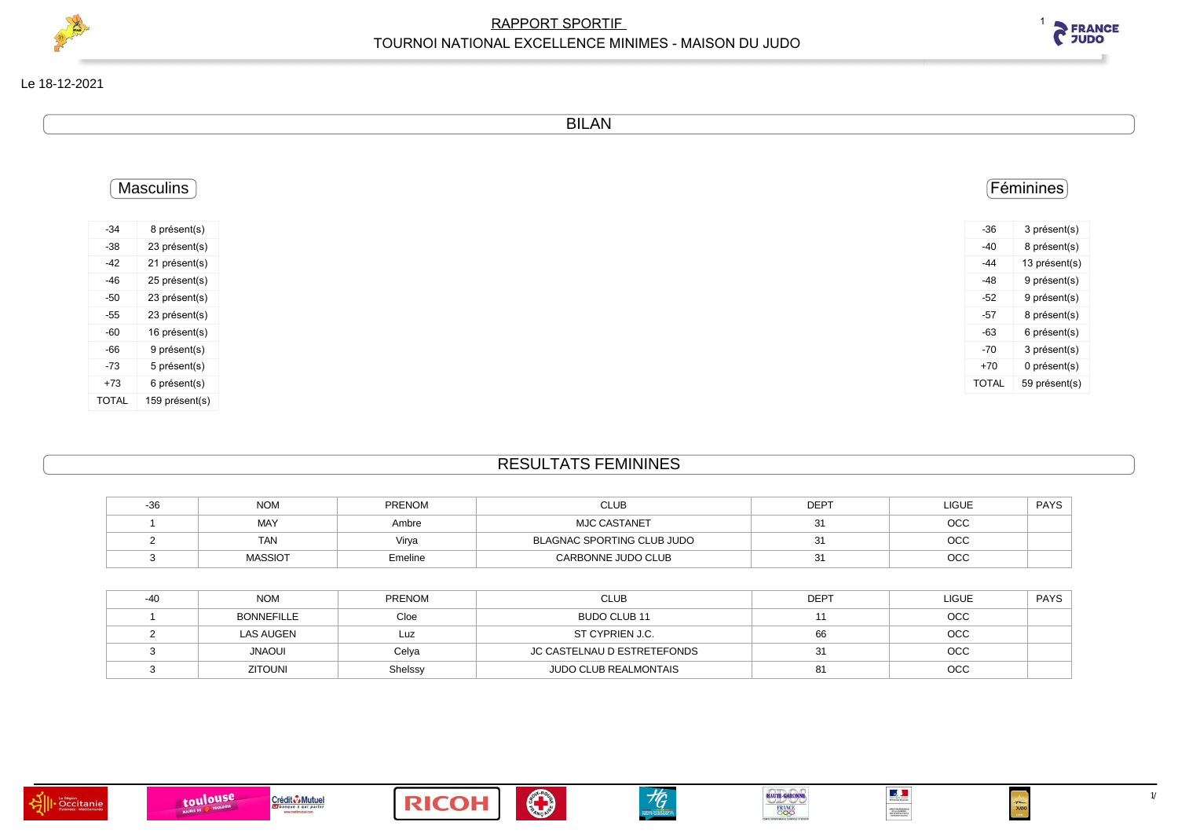# RAPPORT SPORTIF

## TOURNOI NATIONAL EXCELLENCE MINIMES - MAISON DU JUDO

Le 18-12-2021

## BILAN

### Masculins

| | |
|---|---|
| -34 | 8 présent(s) |
| -38 | 23 présent(s) |
| -42 | 21 présent(s) |
| -46 | 25 présent(s) |
| -50 | 23 présent(s) |
| -55 | 23 présent(s) |
| -60 | 16 présent(s) |
| -66 | 9 présent(s) |
| -73 | 5 présent(s) |
| +73 | 6 présent(s) |
| TOTAL | 159 présent(s) |

### Féminines

| | |
|---|---|
| -36 | 3 présent(s) |
| -40 | 8 présent(s) |
| -44 | 13 présent(s) |
| -48 | 9 présent(s) |
| -52 | 9 présent(s) |
| -57 | 8 présent(s) |
| -63 | 6 présent(s) |
| -70 | 3 présent(s) |
| +70 | 0 présent(s) |
| TOTAL | 59 présent(s) |

## RESULTATS FEMININES

| -36 | NOM | PRENOM | CLUB | DEPT | LIGUE | PAYS |
|---|---|---|---|---|---|---|
| 1 | MAY | Ambre | MJC CASTANET | 31 | OCC | |
| 2 | TAN | Virya | BLAGNAC SPORTING CLUB JUDO | 31 | OCC | |
| 3 | MASSIOT | Emeline | CARBONNE JUDO CLUB | 31 | OCC | |

| -40 | NOM | PRENOM | CLUB | DEPT | LIGUE | PAYS |
|---|---|---|---|---|---|---|
| 1 | BONNEFILLE | Cloe | BUDO CLUB 11 | 11 | OCC | |
| 2 | LAS AUGEN | Luz | ST CYPRIEN J.C. | 66 | OCC | |
| 3 | JNAOUI | Celya | JC CASTELNAU D ESTRETEFONDS | 31 | OCC | |
| 3 | ZITOUNI | Shelssy | JUDO CLUB REALMONTAIS | 81 | OCC | |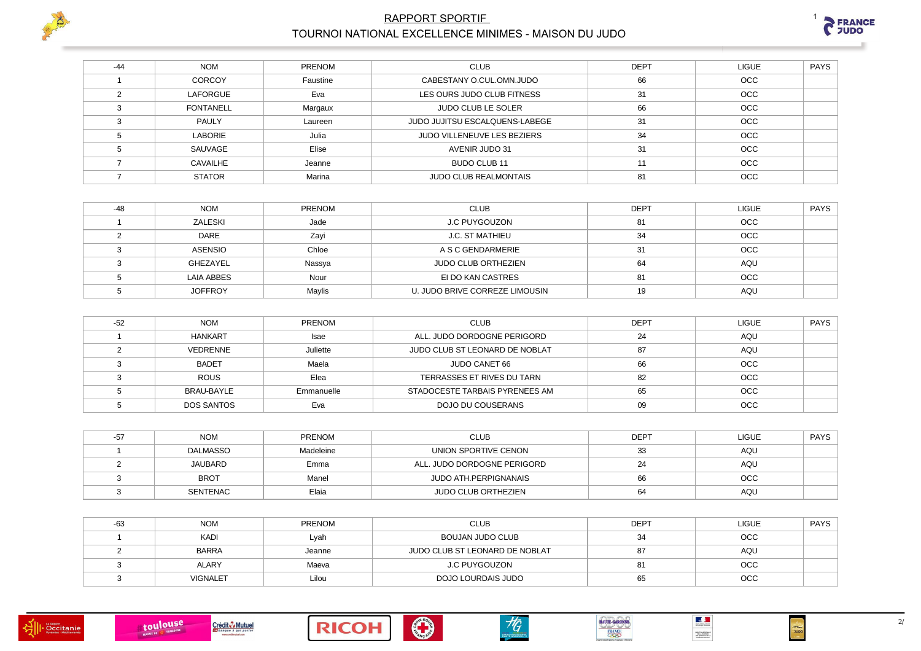# RAPPORT SPORTIF

## TOURNOI NATIONAL EXCELLENCE MINIMES - MAISON DU JUDO

| -44 | NOM | PRENOM | CLUB | DEPT | LIGUE | PAYS |
|---|---|---|---|---|---|---|
| 1 | CORCOY | Faustine | CABESTANY O.CUL.OMN.JUDO | 66 | OCC | |
| 2 | LAFORGUE | Eva | LES OURS JUDO CLUB FITNESS | 31 | OCC | |
| 3 | FONTANELL | Margaux | JUDO CLUB LE SOLER | 66 | OCC | |
| 3 | PAULY | Laureen | JUDO JUJITSU ESCALQUENS-LABEGE | 31 | OCC | |
| 5 | LABORIE | Julia | JUDO VILLENEUVE LES BEZIERS | 34 | OCC | |
| 5 | SAUVAGE | Elise | AVENIR JUDO 31 | 31 | OCC | |
| 7 | CAVAILHE | Jeanne | BUDO CLUB 11 | 11 | OCC | |
| 7 | STATOR | Marina | JUDO CLUB REALMONTAIS | 81 | OCC | |

| -48 | NOM | PRENOM | CLUB | DEPT | LIGUE | PAYS |
|---|---|---|---|---|---|---|
| 1 | ZALESKI | Jade | J.C PUYGOUZON | 81 | OCC | |
| 2 | DARE | Zayi | J.C. ST MATHIEU | 34 | OCC | |
| 3 | ASENSIO | Chloe | A S C GENDARMERIE | 31 | OCC | |
| 3 | GHEZAYEL | Nassya | JUDO CLUB ORTHEZIEN | 64 | AQU | |
| 5 | LAIA ABBES | Nour | EI DO KAN CASTRES | 81 | OCC | |
| 5 | JOFFROY | Maylis | U. JUDO BRIVE CORREZE LIMOUSIN | 19 | AQU | |

| -52 | NOM | PRENOM | CLUB | DEPT | LIGUE | PAYS |
|---|---|---|---|---|---|---|
| 1 | HANKART | Isae | ALL. JUDO DORDOGNE PERIGORD | 24 | AQU | |
| 2 | VEDRENNE | Juliette | JUDO CLUB ST LEONARD DE NOBLAT | 87 | AQU | |
| 3 | BADET | Maela | JUDO CANET 66 | 66 | OCC | |
| 3 | ROUS | Elea | TERRASSES ET RIVES DU TARN | 82 | OCC | |
| 5 | BRAU-BAYLE | Emmanuelle | STADOCESTE TARBAIS PYRENEES AM | 65 | OCC | |
| 5 | DOS SANTOS | Eva | DOJO DU COUSERANS | 09 | OCC | |

| -57 | NOM | PRENOM | CLUB | DEPT | LIGUE | PAYS |
|---|---|---|---|---|---|---|
| 1 | DALMASSO | Madeleine | UNION SPORTIVE CENON | 33 | AQU | |
| 2 | JAUBARD | Emma | ALL. JUDO DORDOGNE PERIGORD | 24 | AQU | |
| 3 | BROT | Manel | JUDO ATH.PERPIGNANAIS | 66 | OCC | |
| 3 | SENTENAC | Elaia | JUDO CLUB ORTHEZIEN | 64 | AQU | |

| -63 | NOM | PRENOM | CLUB | DEPT | LIGUE | PAYS |
|---|---|---|---|---|---|---|
| 1 | KADI | Lyah | BOUJAN JUDO CLUB | 34 | OCC | |
| 2 | BARRA | Jeanne | JUDO CLUB ST LEONARD DE NOBLAT | 87 | AQU | |
| 3 | ALARY | Maeva | J.C PUYGOUZON | 81 | OCC | |
| 3 | VIGNALET | Lilou | DOJO LOURDAIS JUDO | 65 | OCC | |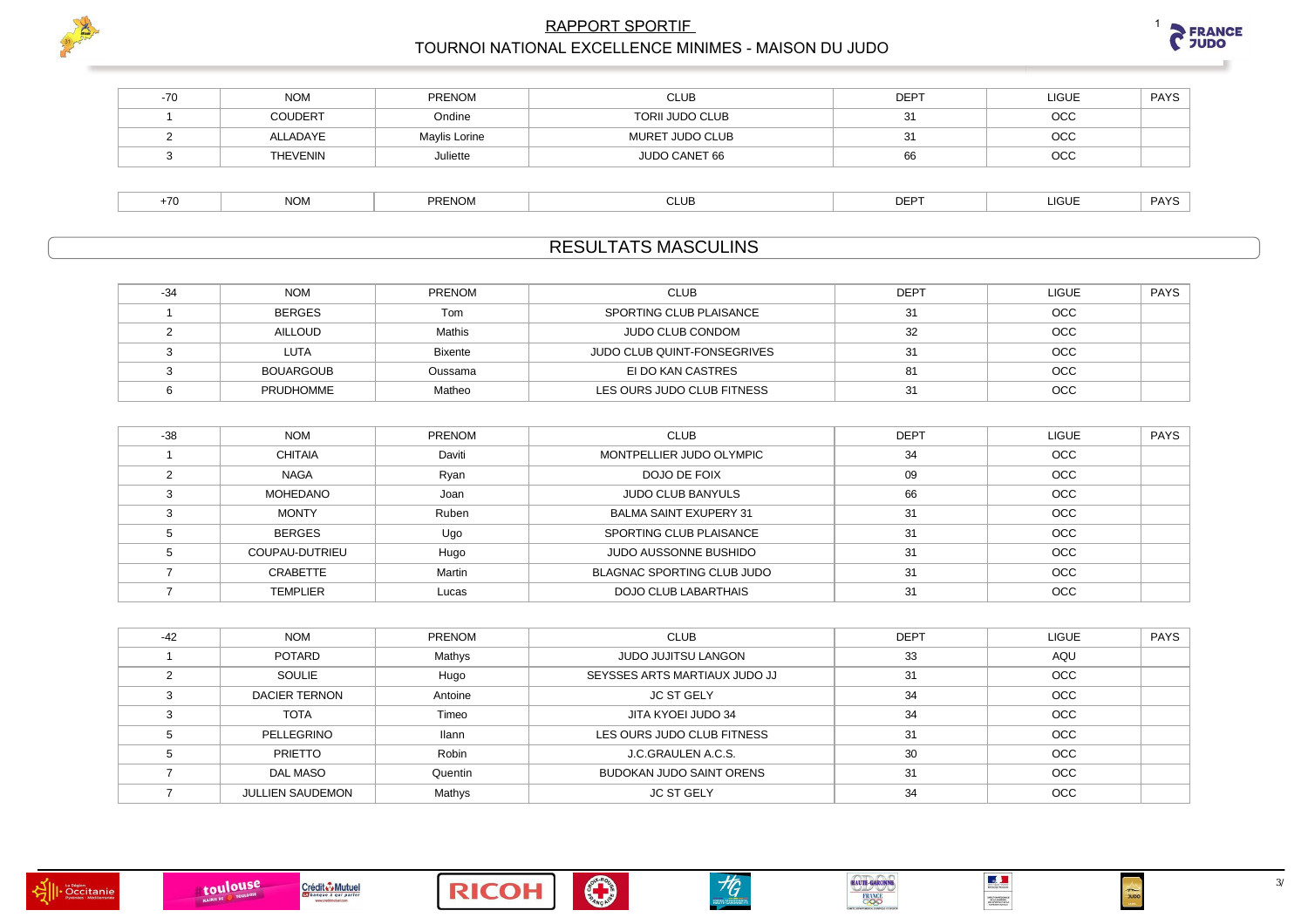# RAPPORT SPORTIF

## TOURNOI NATIONAL EXCELLENCE MINIMES - MAISON DU JUDO

| -70 | NOM | PRENOM | CLUB | DEPT | LIGUE | PAYS |
|---|---|---|---|---|---|---|
| 1 | COUDERT | Ondine | TORII JUDO CLUB | 31 | OCC | |
| 2 | ALLADAYE | Maylis Lorine | MURET JUDO CLUB | 31 | OCC | |
| 3 | THEVENIN | Juliette | JUDO CANET 66 | 66 | OCC | |

| +70 | NOM | PRENOM | CLUB | DEPT | LIGUE | PAYS |
|---|---|---|---|---|---|---|

## RESULTATS MASCULINS

| -34 | NOM | PRENOM | CLUB | DEPT | LIGUE | PAYS |
|---|---|---|---|---|---|---|
| 1 | BERGES | Tom | SPORTING CLUB PLAISANCE | 31 | OCC | |
| 2 | AILLOUD | Mathis | JUDO CLUB CONDOM | 32 | OCC | |
| 3 | LUTA | Bixente | JUDO CLUB QUINT-FONSEGRIVES | 31 | OCC | |
| 3 | BOUARGOUB | Oussama | EI DO KAN CASTRES | 81 | OCC | |
| 6 | PRUDHOMME | Matheo | LES OURS JUDO CLUB FITNESS | 31 | OCC | |

| -38 | NOM | PRENOM | CLUB | DEPT | LIGUE | PAYS |
|---|---|---|---|---|---|---|
| 1 | CHITAIA | Daviti | MONTPELLIER JUDO OLYMPIC | 34 | OCC | |
| 2 | NAGA | Ryan | DOJO DE FOIX | 09 | OCC | |
| 3 | MOHEDANO | Joan | JUDO CLUB BANYULS | 66 | OCC | |
| 3 | MONTY | Ruben | BALMA SAINT EXUPERY 31 | 31 | OCC | |
| 5 | BERGES | Ugo | SPORTING CLUB PLAISANCE | 31 | OCC | |
| 5 | COUPAU-DUTRIEU | Hugo | JUDO AUSSONNE BUSHIDO | 31 | OCC | |
| 7 | CRABETTE | Martin | BLAGNAC SPORTING CLUB JUDO | 31 | OCC | |
| 7 | TEMPLIER | Lucas | DOJO CLUB LABARTHAIS | 31 | OCC | |

| -42 | NOM | PRENOM | CLUB | DEPT | LIGUE | PAYS |
|---|---|---|---|---|---|---|
| 1 | POTARD | Mathys | JUDO JUJITSU LANGON | 33 | AQU | |
| 2 | SOULIE | Hugo | SEYSSES ARTS MARTIAUX JUDO JJ | 31 | OCC | |
| 3 | DACIER TERNON | Antoine | JC ST GELY | 34 | OCC | |
| 3 | TOTA | Timeo | JITA KYOEI JUDO 34 | 34 | OCC | |
| 5 | PELLEGRINO | Ilann | LES OURS JUDO CLUB FITNESS | 31 | OCC | |
| 5 | PRIETTO | Robin | J.C.GRAULEN A.C.S. | 30 | OCC | |
| 7 | DAL MASO | Quentin | BUDOKAN JUDO SAINT ORENS | 31 | OCC | |
| 7 | JULLIEN SAUDEMON | Mathys | JC ST GELY | 34 | OCC | |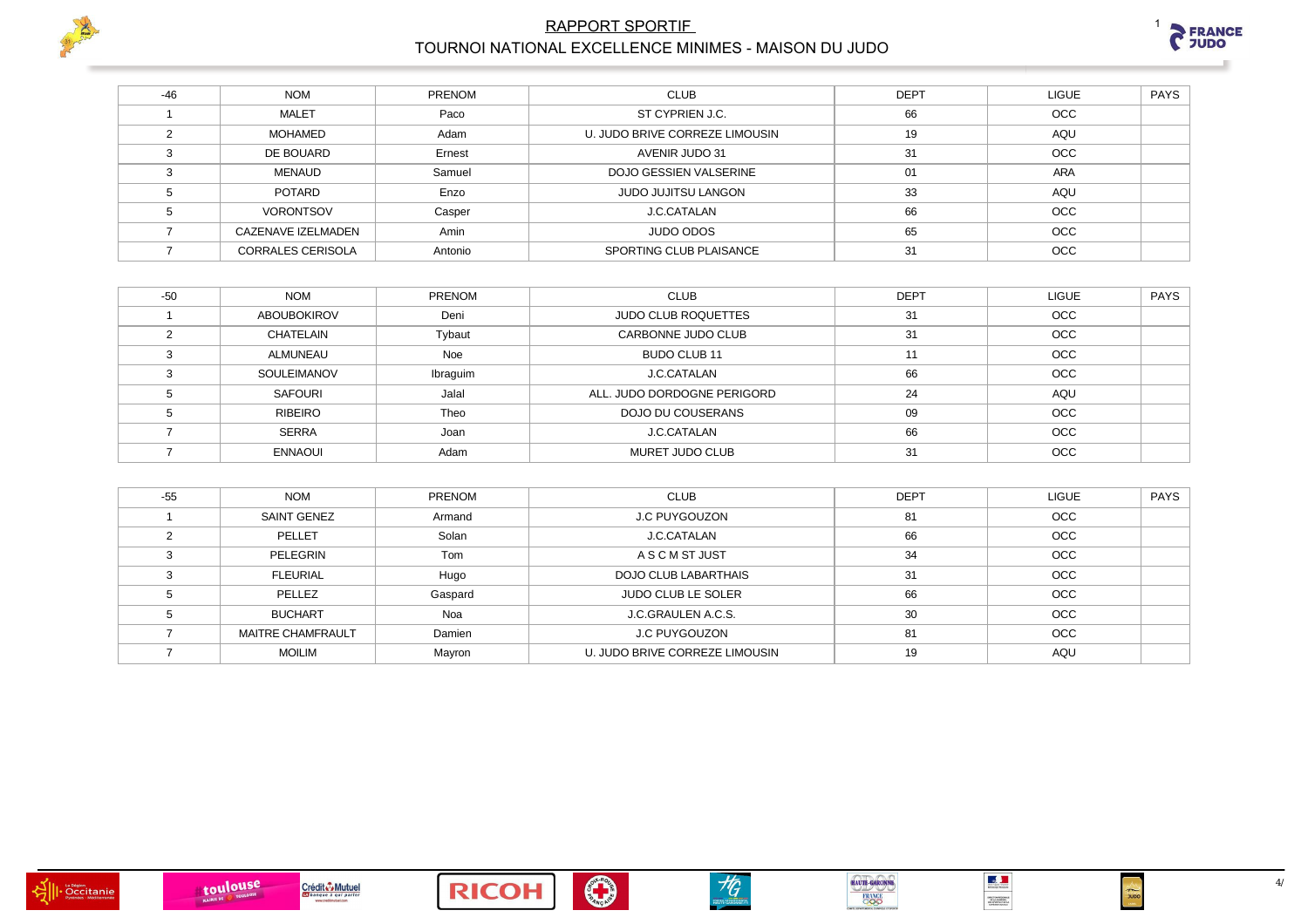# RAPPORT SPORTIF

## TOURNOI NATIONAL EXCELLENCE MINIMES - MAISON DU JUDO

| -46 | NOM | PRENOM | CLUB | DEPT | LIGUE | PAYS |
|---|---|---|---|---|---|---|
| 1 | MALET | Paco | ST CYPRIEN J.C. | 66 | OCC | |
| 2 | MOHAMED | Adam | U. JUDO BRIVE CORREZE LIMOUSIN | 19 | AQU | |
| 3 | DE BOUARD | Ernest | AVENIR JUDO 31 | 31 | OCC | |
| 3 | MENAUD | Samuel | DOJO GESSIEN VALSERINE | 01 | ARA | |
| 5 | POTARD | Enzo | JUDO JUJITSU LANGON | 33 | AQU | |
| 5 | VORONTSOV | Casper | J.C.CATALAN | 66 | OCC | |
| 7 | CAZENAVE IZELMADEN | Amin | JUDO ODOS | 65 | OCC | |
| 7 | CORRALES CERISOLA | Antonio | SPORTING CLUB PLAISANCE | 31 | OCC | |

| -50 | NOM | PRENOM | CLUB | DEPT | LIGUE | PAYS |
|---|---|---|---|---|---|---|
| 1 | ABOUBOKIROV | Deni | JUDO CLUB ROQUETTES | 31 | OCC | |
| 2 | CHATELAIN | Tybaut | CARBONNE JUDO CLUB | 31 | OCC | |
| 3 | ALMUNEAU | Noe | BUDO CLUB 11 | 11 | OCC | |
| 3 | SOULEIMANOV | Ibraguim | J.C.CATALAN | 66 | OCC | |
| 5 | SAFOURI | Jalal | ALL. JUDO DORDOGNE PERIGORD | 24 | AQU | |
| 5 | RIBEIRO | Theo | DOJO DU COUSERANS | 09 | OCC | |
| 7 | SERRA | Joan | J.C.CATALAN | 66 | OCC | |
| 7 | ENNAOUI | Adam | MURET JUDO CLUB | 31 | OCC | |

| -55 | NOM | PRENOM | CLUB | DEPT | LIGUE | PAYS |
|---|---|---|---|---|---|---|
| 1 | SAINT GENEZ | Armand | J.C PUYGOUZON | 81 | OCC | |
| 2 | PELLET | Solan | J.C.CATALAN | 66 | OCC | |
| 3 | PELEGRIN | Tom | A S C M ST JUST | 34 | OCC | |
| 3 | FLEURIAL | Hugo | DOJO CLUB LABARTHAIS | 31 | OCC | |
| 5 | PELLEZ | Gaspard | JUDO CLUB LE SOLER | 66 | OCC | |
| 5 | BUCHART | Noa | J.C.GRAULEN A.C.S. | 30 | OCC | |
| 7 | MAITRE CHAMFRAULT | Damien | J.C PUYGOUZON | 81 | OCC | |
| 7 | MOILIM | Mayron | U. JUDO BRIVE CORREZE LIMOUSIN | 19 | AQU | |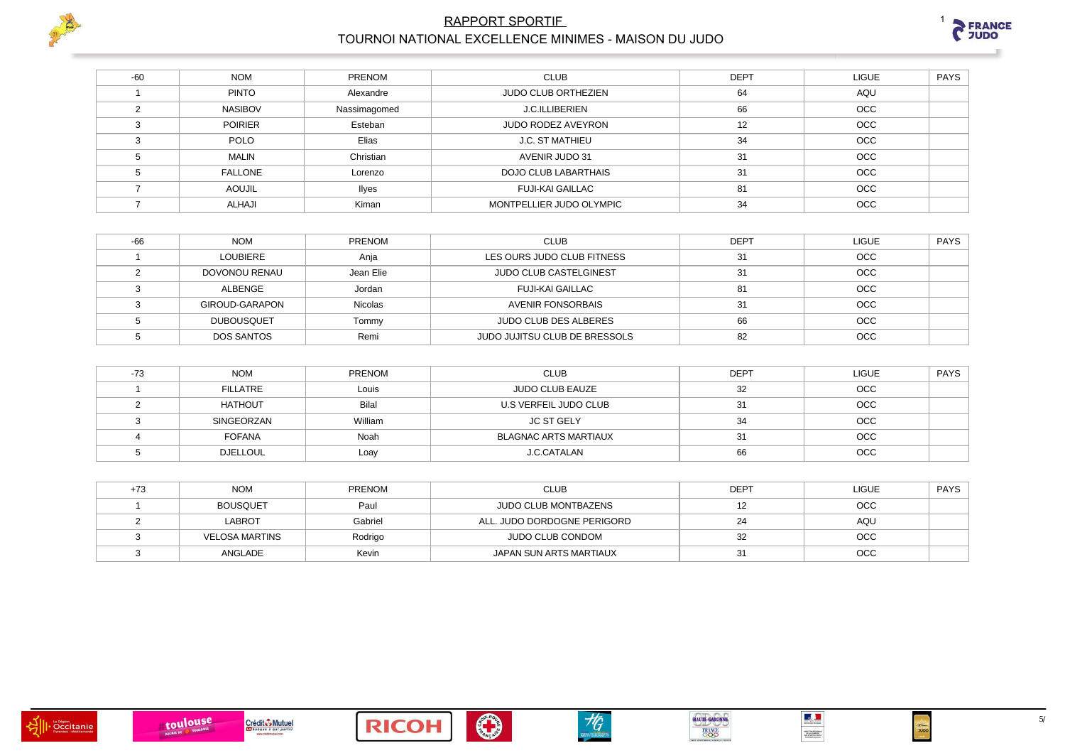# RAPPORT SPORTIF

## TOURNOI NATIONAL EXCELLENCE MINIMES - MAISON DU JUDO

| -60 | NOM | PRENOM | CLUB | DEPT | LIGUE | PAYS |
|---|---|---|---|---|---|---|
| 1 | PINTO | Alexandre | JUDO CLUB ORTHEZIEN | 64 | AQU | |
| 2 | NASIBOV | Nassimagomed | J.C.ILLIBERIEN | 66 | OCC | |
| 3 | POIRIER | Esteban | JUDO RODEZ AVEYRON | 12 | OCC | |
| 3 | POLO | Elias | J.C. ST MATHIEU | 34 | OCC | |
| 5 | MALIN | Christian | AVENIR JUDO 31 | 31 | OCC | |
| 5 | FALLONE | Lorenzo | DOJO CLUB LABARTHAIS | 31 | OCC | |
| 7 | AOUJIL | Ilyes | FUJI-KAI GAILLAC | 81 | OCC | |
| 7 | ALHAJI | Kiman | MONTPELLIER JUDO OLYMPIC | 34 | OCC | |

| -66 | NOM | PRENOM | CLUB | DEPT | LIGUE | PAYS |
|---|---|---|---|---|---|---|
| 1 | LOUBIERE | Anja | LES OURS JUDO CLUB FITNESS | 31 | OCC | |
| 2 | DOVONOU RENAU | Jean Elie | JUDO CLUB CASTELGINEST | 31 | OCC | |
| 3 | ALBENGE | Jordan | FUJI-KAI GAILLAC | 81 | OCC | |
| 3 | GIROUD-GARAPON | Nicolas | AVENIR FONSORBAIS | 31 | OCC | |
| 5 | DUBOUSQUET | Tommy | JUDO CLUB DES ALBERES | 66 | OCC | |
| 5 | DOS SANTOS | Remi | JUDO JUJITSU CLUB DE BRESSOLS | 82 | OCC | |

| -73 | NOM | PRENOM | CLUB | DEPT | LIGUE | PAYS |
|---|---|---|---|---|---|---|
| 1 | FILLATRE | Louis | JUDO CLUB EAUZE | 32 | OCC | |
| 2 | HATHOUT | Bilal | U.S VERFEIL JUDO CLUB | 31 | OCC | |
| 3 | SINGEORZAN | William | JC ST GELY | 34 | OCC | |
| 4 | FOFANA | Noah | BLAGNAC ARTS MARTIAUX | 31 | OCC | |
| 5 | DJELLOUL | Loay | J.C.CATALAN | 66 | OCC | |

| +73 | NOM | PRENOM | CLUB | DEPT | LIGUE | PAYS |
|---|---|---|---|---|---|---|
| 1 | BOUSQUET | Paul | JUDO CLUB MONTBAZENS | 12 | OCC | |
| 2 | LABROT | Gabriel | ALL. JUDO DORDOGNE PERIGORD | 24 | AQU | |
| 3 | VELOSA MARTINS | Rodrigo | JUDO CLUB CONDOM | 32 | OCC | |
| 3 | ANGLADE | Kevin | JAPAN SUN ARTS MARTIAUX | 31 | OCC | |